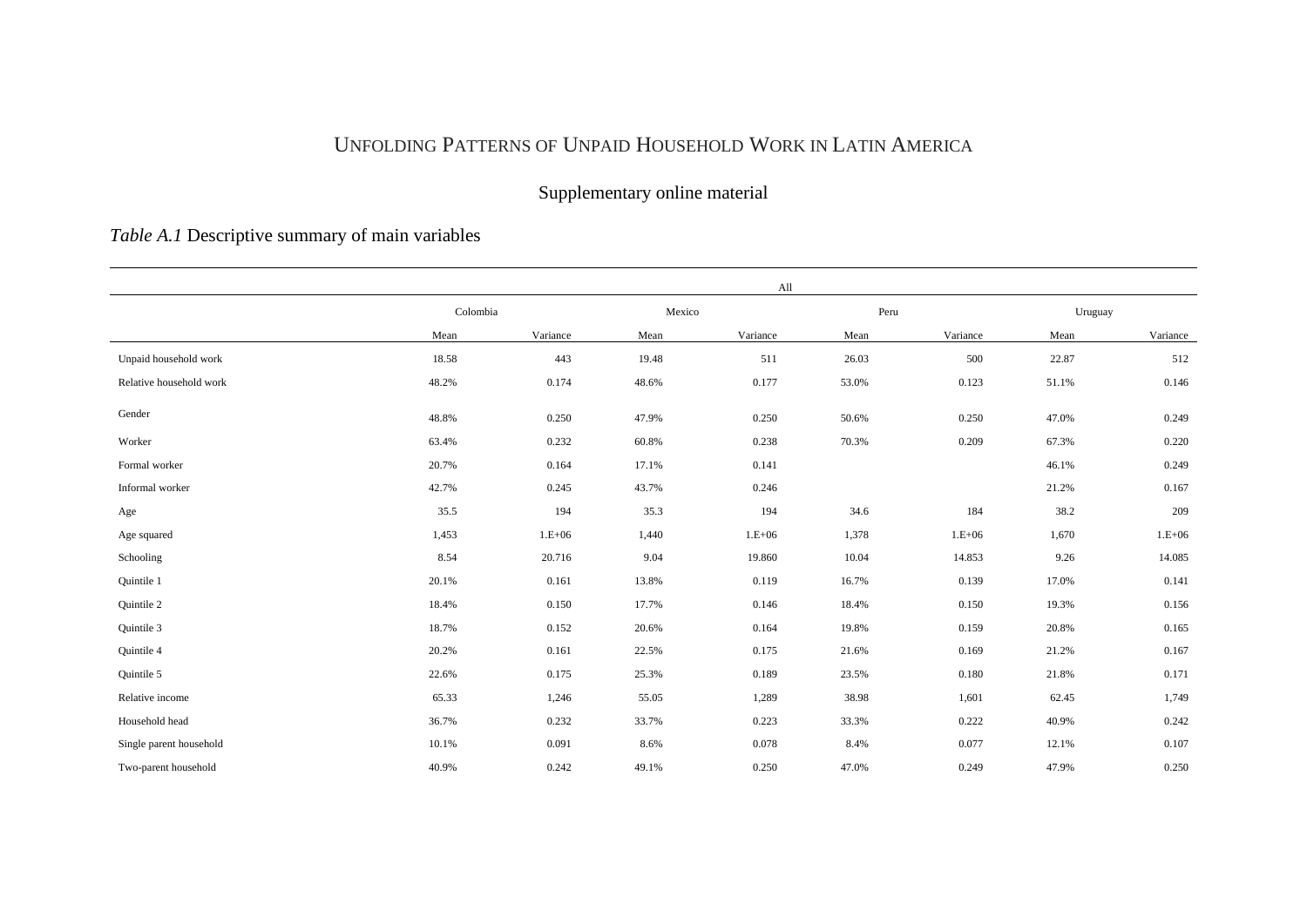# UNFOLDING PATTERNS OF UNPAID HOUSEHOLD WORK IN LATIN AMERICA

## Supplementary online material

*Table A.1* Descriptive summary of main variables

| | All | | | | | | | |
|---|---|---|---|---|---|---|---|---|
| | Colombia | | Mexico | | Peru | | Uruguay | |
| | Mean | Variance | Mean | Variance | Mean | Variance | Mean | Variance |
| Unpaid household work | 18.58 | 443 | 19.48 | 511 | 26.03 | 500 | 22.87 | 512 |
| Relative household work | 48.2% | 0.174 | 48.6% | 0.177 | 53.0% | 0.123 | 51.1% | 0.146 |
| Gender | 48.8% | 0.250 | 47.9% | 0.250 | 50.6% | 0.250 | 47.0% | 0.249 |
| Worker | 63.4% | 0.232 | 60.8% | 0.238 | 70.3% | 0.209 | 67.3% | 0.220 |
| Formal worker | 20.7% | 0.164 | 17.1% | 0.141 | | | 46.1% | 0.249 |
| Informal worker | 42.7% | 0.245 | 43.7% | 0.246 | | | 21.2% | 0.167 |
| Age | 35.5 | 194 | 35.3 | 194 | 34.6 | 184 | 38.2 | 209 |
| Age squared | 1,453 | 1.E+06 | 1,440 | 1.E+06 | 1,378 | 1.E+06 | 1,670 | 1.E+06 |
| Schooling | 8.54 | 20.716 | 9.04 | 19.860 | 10.04 | 14.853 | 9.26 | 14.085 |
| Quintile 1 | 20.1% | 0.161 | 13.8% | 0.119 | 16.7% | 0.139 | 17.0% | 0.141 |
| Quintile 2 | 18.4% | 0.150 | 17.7% | 0.146 | 18.4% | 0.150 | 19.3% | 0.156 |
| Quintile 3 | 18.7% | 0.152 | 20.6% | 0.164 | 19.8% | 0.159 | 20.8% | 0.165 |
| Quintile 4 | 20.2% | 0.161 | 22.5% | 0.175 | 21.6% | 0.169 | 21.2% | 0.167 |
| Quintile 5 | 22.6% | 0.175 | 25.3% | 0.189 | 23.5% | 0.180 | 21.8% | 0.171 |
| Relative income | 65.33 | 1,246 | 55.05 | 1,289 | 38.98 | 1,601 | 62.45 | 1,749 |
| Household head | 36.7% | 0.232 | 33.7% | 0.223 | 33.3% | 0.222 | 40.9% | 0.242 |
| Single parent household | 10.1% | 0.091 | 8.6% | 0.078 | 8.4% | 0.077 | 12.1% | 0.107 |
| Two-parent household | 40.9% | 0.242 | 49.1% | 0.250 | 47.0% | 0.249 | 47.9% | 0.250 |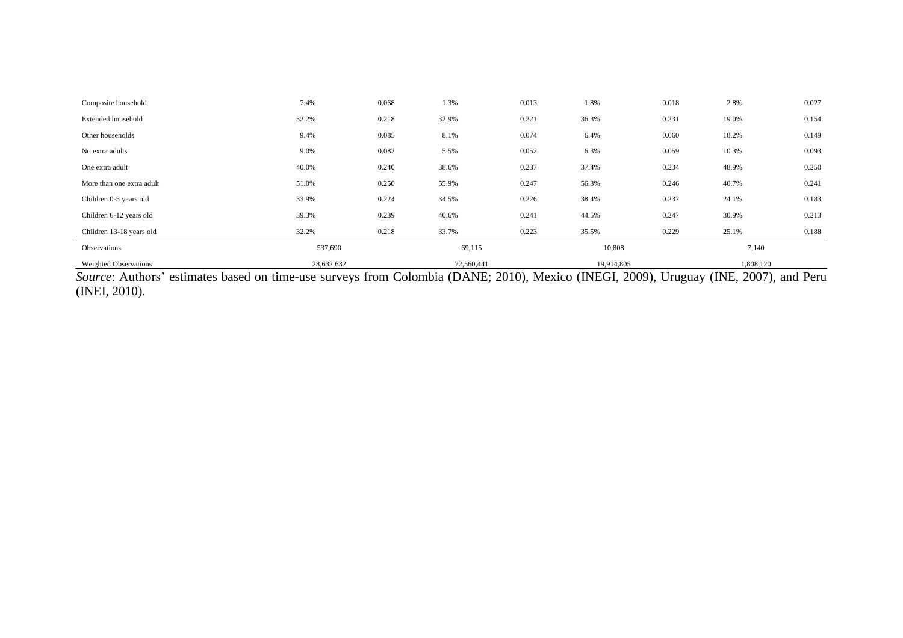| | | | | | | | | |
|---|---|---|---|---|---|---|---|---|
| Composite household | 7.4% | 0.068 | 1.3% | 0.013 | 1.8% | 0.018 | 2.8% | 0.027 |
| Extended household | 32.2% | 0.218 | 32.9% | 0.221 | 36.3% | 0.231 | 19.0% | 0.154 |
| Other households | 9.4% | 0.085 | 8.1% | 0.074 | 6.4% | 0.060 | 18.2% | 0.149 |
| No extra adults | 9.0% | 0.082 | 5.5% | 0.052 | 6.3% | 0.059 | 10.3% | 0.093 |
| One extra adult | 40.0% | 0.240 | 38.6% | 0.237 | 37.4% | 0.234 | 48.9% | 0.250 |
| More than one extra adult | 51.0% | 0.250 | 55.9% | 0.247 | 56.3% | 0.246 | 40.7% | 0.241 |
| Children 0-5 years old | 33.9% | 0.224 | 34.5% | 0.226 | 38.4% | 0.237 | 24.1% | 0.183 |
| Children 6-12 years old | 39.3% | 0.239 | 40.6% | 0.241 | 44.5% | 0.247 | 30.9% | 0.213 |
| Children 13-18 years old | 32.2% | 0.218 | 33.7% | 0.223 | 35.5% | 0.229 | 25.1% | 0.188 |
| Observations | 537,690 | | 69,115 | | 10,808 | | 7,140 | |
| Weighted Observations | 28,632,632 | | 72,560,441 | | 19,914,805 | | 1,808,120 | |

*Source*: Authors' estimates based on time-use surveys from Colombia (DANE; 2010), Mexico (INEGI, 2009), Uruguay (INE, 2007), and Peru (INEI, 2010).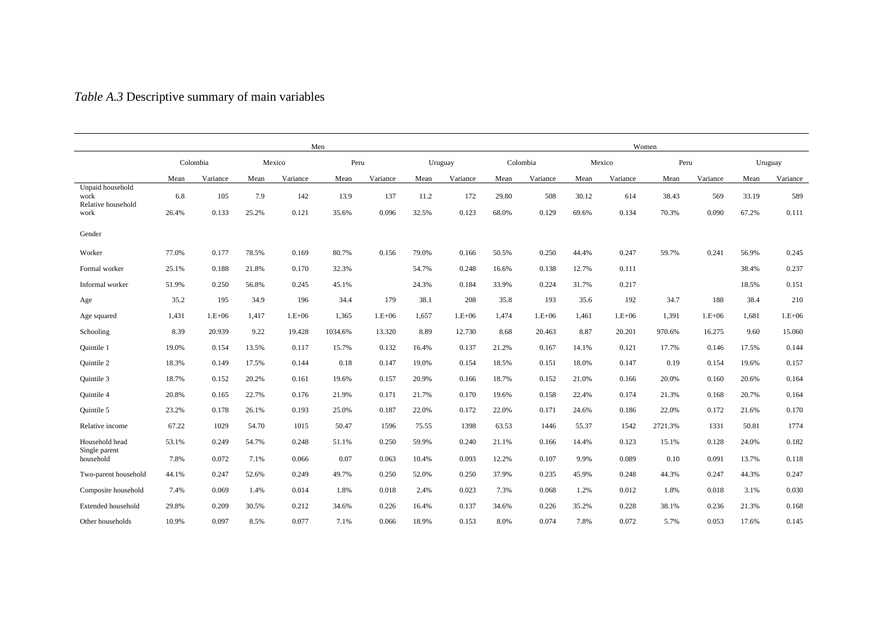*Table A.3* Descriptive summary of main variables

| | Men | | | | | | | | Women | | | | | | | |
|---|---|---|---|---|---|---|---|---|---|---|---|---|---|---|---|---|
| | Colombia | | Mexico | | Peru | | Uruguay | | Colombia | | Mexico | | Peru | | Uruguay | |
| | Mean | Variance | Mean | Variance | Mean | Variance | Mean | Variance | Mean | Variance | Mean | Variance | Mean | Variance | Mean | Variance |
| Unpaid household work | 6.8 | 105 | 7.9 | 142 | 13.9 | 137 | 11.2 | 172 | 29.80 | 508 | 30.12 | 614 | 38.43 | 569 | 33.19 | 589 |
| Relative household work | 26.4% | 0.133 | 25.2% | 0.121 | 35.6% | 0.096 | 32.5% | 0.123 | 68.0% | 0.129 | 69.6% | 0.134 | 70.3% | 0.090 | 67.2% | 0.111 |
| Gender | | | | | | | | | | | | | | | | |
| Worker | 77.0% | 0.177 | 78.5% | 0.169 | 80.7% | 0.156 | 79.0% | 0.166 | 50.5% | 0.250 | 44.4% | 0.247 | 59.7% | 0.241 | 56.9% | 0.245 |
| Formal worker | 25.1% | 0.188 | 21.8% | 0.170 | 32.3% | | 54.7% | 0.248 | 16.6% | 0.138 | 12.7% | 0.111 | | | 38.4% | 0.237 |
| Informal worker | 51.9% | 0.250 | 56.8% | 0.245 | 45.1% | | 24.3% | 0.184 | 33.9% | 0.224 | 31.7% | 0.217 | | | 18.5% | 0.151 |
| Age | 35.2 | 195 | 34.9 | 196 | 34.4 | 179 | 38.1 | 208 | 35.8 | 193 | 35.6 | 192 | 34.7 | 188 | 38.4 | 210 |
| Age squared | 1,431 | 1.E+06 | 1,417 | 1.E+06 | 1,365 | 1.E+06 | 1,657 | 1.E+06 | 1,474 | 1.E+06 | 1,461 | 1.E+06 | 1,391 | 1.E+06 | 1,681 | 1.E+06 |
| Schooling | 8.39 | 20.939 | 9.22 | 19.428 | 1034.6% | 13.320 | 8.89 | 12.730 | 8.68 | 20.463 | 8.87 | 20.201 | 970.6% | 16.275 | 9.60 | 15.060 |
| Quintile 1 | 19.0% | 0.154 | 13.5% | 0.117 | 15.7% | 0.132 | 16.4% | 0.137 | 21.2% | 0.167 | 14.1% | 0.121 | 17.7% | 0.146 | 17.5% | 0.144 |
| Quintile 2 | 18.3% | 0.149 | 17.5% | 0.144 | 0.18 | 0.147 | 19.0% | 0.154 | 18.5% | 0.151 | 18.0% | 0.147 | 0.19 | 0.154 | 19.6% | 0.157 |
| Quintile 3 | 18.7% | 0.152 | 20.2% | 0.161 | 19.6% | 0.157 | 20.9% | 0.166 | 18.7% | 0.152 | 21.0% | 0.166 | 20.0% | 0.160 | 20.6% | 0.164 |
| Quintile 4 | 20.8% | 0.165 | 22.7% | 0.176 | 21.9% | 0.171 | 21.7% | 0.170 | 19.6% | 0.158 | 22.4% | 0.174 | 21.3% | 0.168 | 20.7% | 0.164 |
| Quintile 5 | 23.2% | 0.178 | 26.1% | 0.193 | 25.0% | 0.187 | 22.0% | 0.172 | 22.0% | 0.171 | 24.6% | 0.186 | 22.0% | 0.172 | 21.6% | 0.170 |
| Relative income | 67.22 | 1029 | 54.70 | 1015 | 50.47 | 1596 | 75.55 | 1398 | 63.53 | 1446 | 55.37 | 1542 | 2721.3% | 1331 | 50.81 | 1774 |
| Household head | 53.1% | 0.249 | 54.7% | 0.248 | 51.1% | 0.250 | 59.9% | 0.240 | 21.1% | 0.166 | 14.4% | 0.123 | 15.1% | 0.128 | 24.0% | 0.182 |
| Single parent household | 7.8% | 0.072 | 7.1% | 0.066 | 0.07 | 0.063 | 10.4% | 0.093 | 12.2% | 0.107 | 9.9% | 0.089 | 0.10 | 0.091 | 13.7% | 0.118 |
| Two-parent household | 44.1% | 0.247 | 52.6% | 0.249 | 49.7% | 0.250 | 52.0% | 0.250 | 37.9% | 0.235 | 45.9% | 0.248 | 44.3% | 0.247 | 44.3% | 0.247 |
| Composite household | 7.4% | 0.069 | 1.4% | 0.014 | 1.8% | 0.018 | 2.4% | 0.023 | 7.3% | 0.068 | 1.2% | 0.012 | 1.8% | 0.018 | 3.1% | 0.030 |
| Extended household | 29.8% | 0.209 | 30.5% | 0.212 | 34.6% | 0.226 | 16.4% | 0.137 | 34.6% | 0.226 | 35.2% | 0.228 | 38.1% | 0.236 | 21.3% | 0.168 |
| Other households | 10.9% | 0.097 | 8.5% | 0.077 | 7.1% | 0.066 | 18.9% | 0.153 | 8.0% | 0.074 | 7.8% | 0.072 | 5.7% | 0.053 | 17.6% | 0.145 |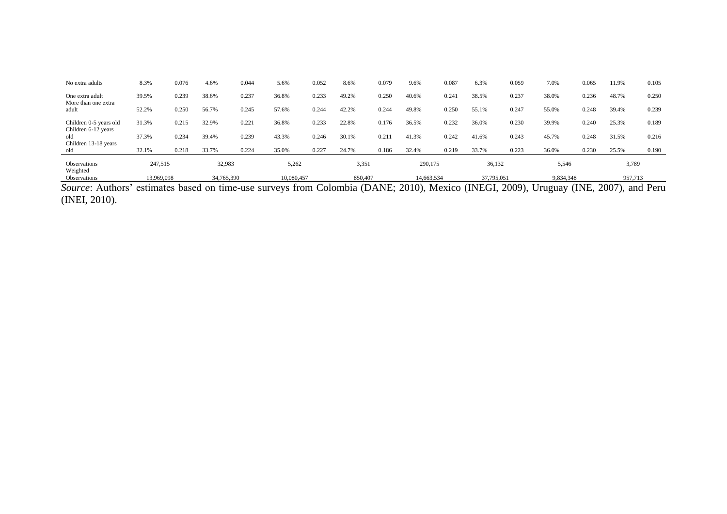| | | | | | | | | | | | | | | | | |
|---|---|---|---|---|---|---|---|---|---|---|---|---|---|---|---|---|
| No extra adults | 8.3% | 0.076 | 4.6% | 0.044 | 5.6% | 0.052 | 8.6% | 0.079 | 9.6% | 0.087 | 6.3% | 0.059 | 7.0% | 0.065 | 11.9% | 0.105 |
| One extra adult | 39.5% | 0.239 | 38.6% | 0.237 | 36.8% | 0.233 | 49.2% | 0.250 | 40.6% | 0.241 | 38.5% | 0.237 | 38.0% | 0.236 | 48.7% | 0.250 |
| More than one extra adult | 52.2% | 0.250 | 56.7% | 0.245 | 57.6% | 0.244 | 42.2% | 0.244 | 49.8% | 0.250 | 55.1% | 0.247 | 55.0% | 0.248 | 39.4% | 0.239 |
| Children 0-5 years old | 31.3% | 0.215 | 32.9% | 0.221 | 36.8% | 0.233 | 22.8% | 0.176 | 36.5% | 0.232 | 36.0% | 0.230 | 39.9% | 0.240 | 25.3% | 0.189 |
| Children 6-12 years old | 37.3% | 0.234 | 39.4% | 0.239 | 43.3% | 0.246 | 30.1% | 0.211 | 41.3% | 0.242 | 41.6% | 0.243 | 45.7% | 0.248 | 31.5% | 0.216 |
| Children 13-18 years old | 32.1% | 0.218 | 33.7% | 0.224 | 35.0% | 0.227 | 24.7% | 0.186 | 32.4% | 0.219 | 33.7% | 0.223 | 36.0% | 0.230 | 25.5% | 0.190 |
| Observations | 247,515 | | 32,983 | | 5,262 | | 3,351 | | 290,175 | | 36,132 | | 5,546 | | 3,789 | |
| Weighted Observations | 13,969,098 | | 34,765,390 | | 10,080,457 | | 850,407 | | 14,663,534 | | 37,795,051 | | 9,834,348 | | 957,713 | |

*Source*: Authors' estimates based on time-use surveys from Colombia (DANE; 2010), Mexico (INEGI, 2009), Uruguay (INE, 2007), and Peru (INEI, 2010).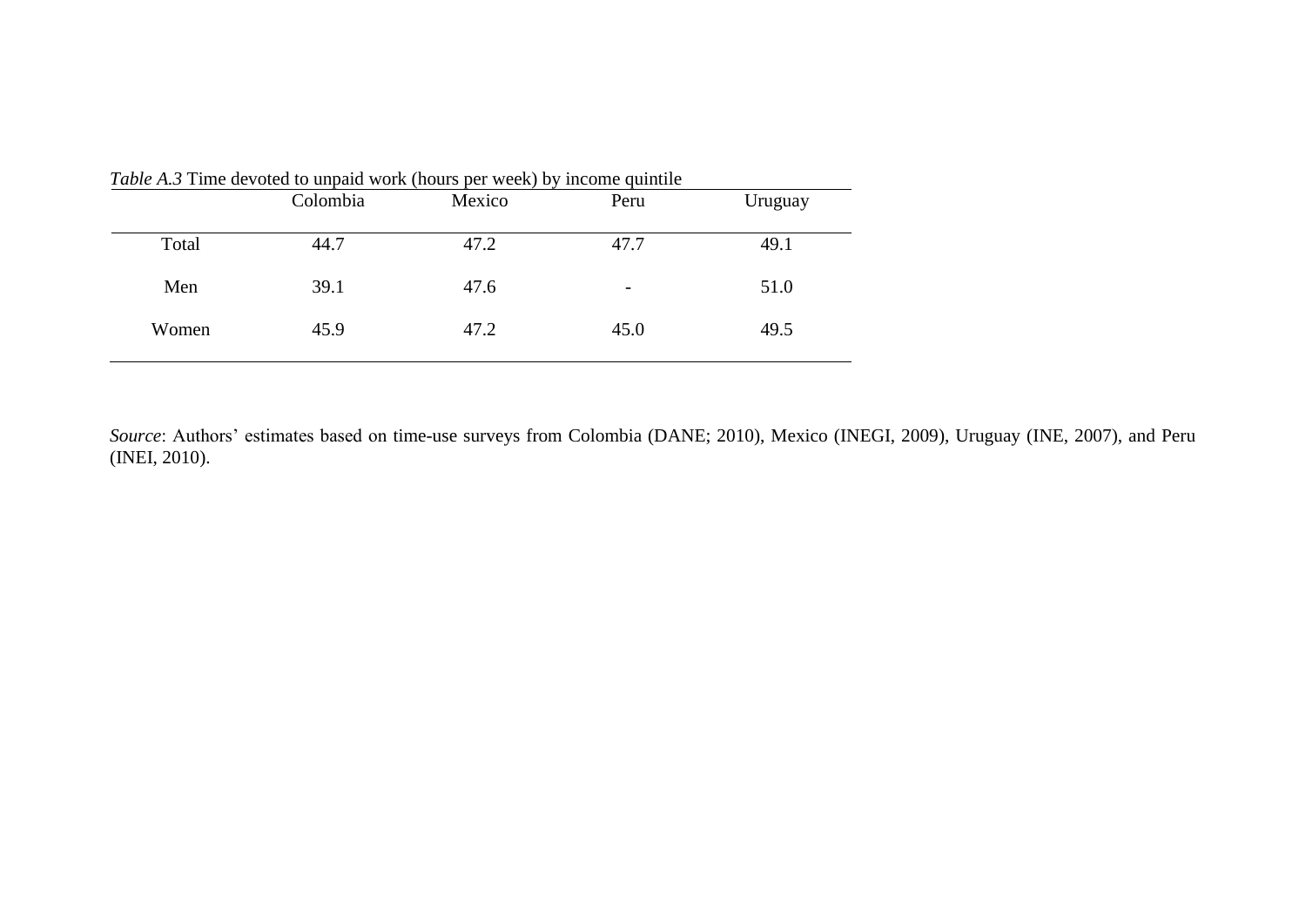*Table A.3* Time devoted to unpaid work (hours per week) by income quintile

| | Colombia | Mexico | Peru | Uruguay |
|---|---|---|---|---|
| Total | 44.7 | 47.2 | 47.7 | 49.1 |
| Men | 39.1 | 47.6 | - | 51.0 |
| Women | 45.9 | 47.2 | 45.0 | 49.5 |

*Source*: Authors' estimates based on time-use surveys from Colombia (DANE; 2010), Mexico (INEGI, 2009), Uruguay (INE, 2007), and Peru (INEI, 2010).